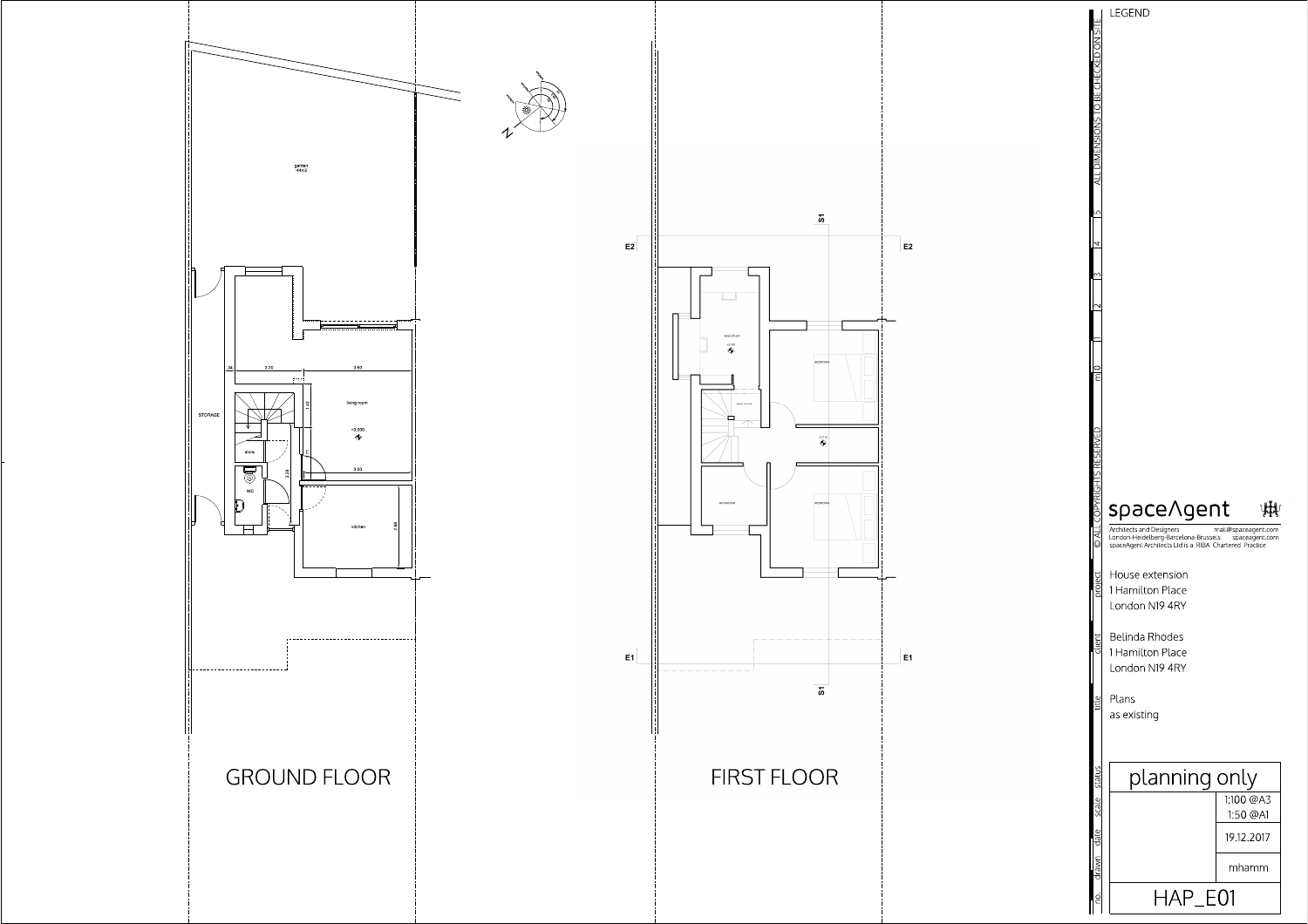GROUND FLOOR

garden
~44m2

STORAGE

living room

±0.000

store

WC

kitchen

.34 2.20 3.50

1.42

3.50

2.88

FIRST FLOOR

NEW STUDY

BEDROOM

BATHROOM

BEDROOM

E2 E2

E1 E1

S1 S1

LEGEND

ALL DIMENSIONS TO BE CHECKED ON SITE

© ALL COPYRIGHTS RESERVED

m 0 1 2 3 4 5

spaceAgent

Architects and Designers mail@spaceagent.com
London-Heidelberg-Barcelona-Brussels spaceagent.com
spaceAgent Architects Ltd is a RIBA Chartered Practice

project
House extension
1 Hamilton Place
London N19 4RY

client
Belinda Rhodes
1 Hamilton Place
London N19 4RY

title
Plans
as existing

status
planning only

scale
1:100 @A3
1:50 @A1

date
19.12.2017

drawn
mhamm

no.
HAP_E01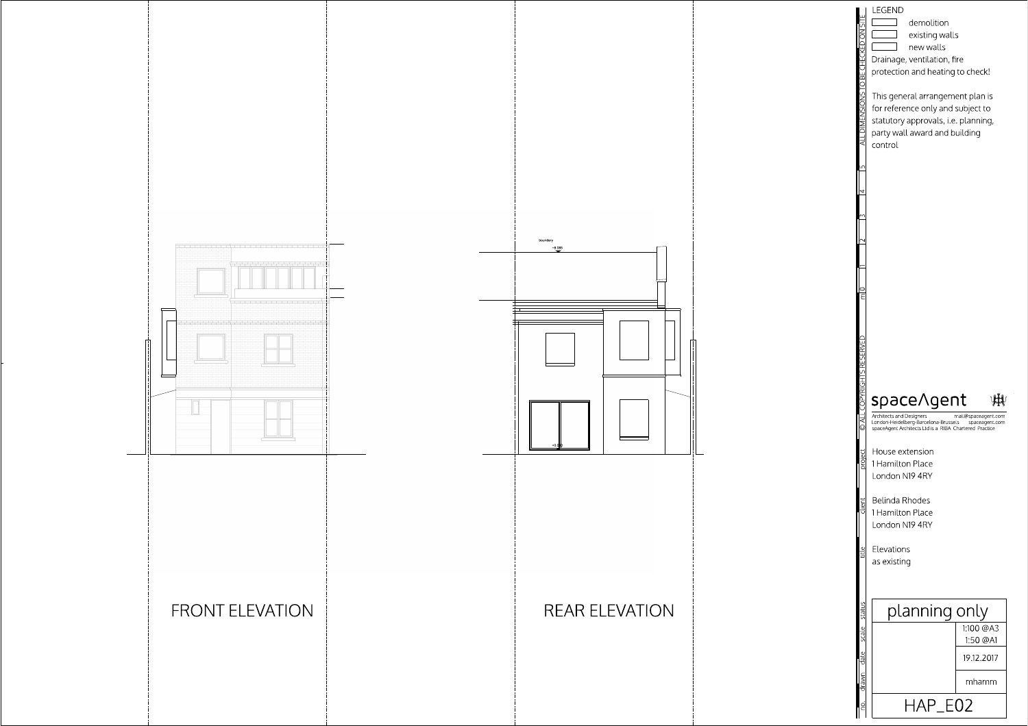FRONT ELEVATION

REAR ELEVATION

boundary

+8.085

+0.000

LEGEND

- demolition
- existing walls
- new walls

Drainage, ventilation, fire protection and heating to check!

This general arrangement plan is for reference only and subject to statutory approvals, i.e. planning, party wall award and building control

ALL DIMENSIONS TO BE CHECKED ON SITE

m 0 1 2 3 4 5

© ALL COPYRIGHTS RESERVED

spaceAgent

Architects and Designers mail@spaceagent.com
London-Heidelberg-Barcelona-Brussels spaceagent.com
spaceAgent Architects Ltd is a RIBA Chartered Practice

| | |
|---|---|
| project | House extension<br>1 Hamilton Place<br>London N19 4RY |
| client | Belinda Rhodes<br>1 Hamilton Place<br>London N19 4RY |
| title | Elevations<br>as existing |
| status | planning only |
| scale | 1:100 @A3<br>1:50 @A1 |
| date | 19.12.2017 |
| drawn | mhamm |
| no. | HAP_E02 |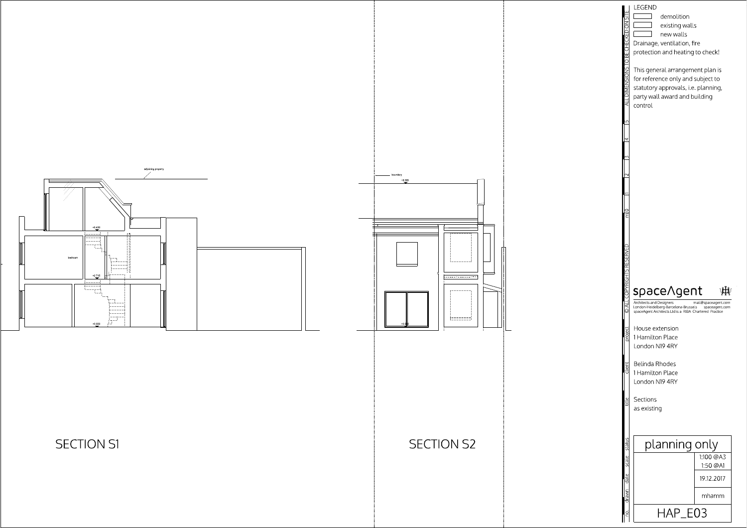adjoining property

+6.430

bedroom

+2.715

+0.000

SECTION S1

boundary

+8.085

+0.000

SECTION S2

LEGEND

demolition

existing walls

new walls

Drainage, ventilation, fire protection and heating to check!

This general arrangement plan is for reference only and subject to statutory approvals, i.e. planning, party wall award and building control

ALL DIMENSIONS TO BE CHECKED ON SITE

m 0 1 2 3 4 5

© ALL COPYRIGHTS RESERVED

spaceAgent

Architects and Designers mail@spaceagent.com
London-Heidelberg-Barcelona-Brussels spaceagent.com
spaceAgent Architects Ltd is a RIBA Chartered Practice

project: House extension
1 Hamilton Place
London N19 4RY

client: Belinda Rhodes
1 Hamilton Place
London N19 4RY

title: Sections
as existing

status: planning only

scale: 1:100 @A3
1:50 @A1

date: 19.12.2017

drawn: mhamm

no.: HAP_E03